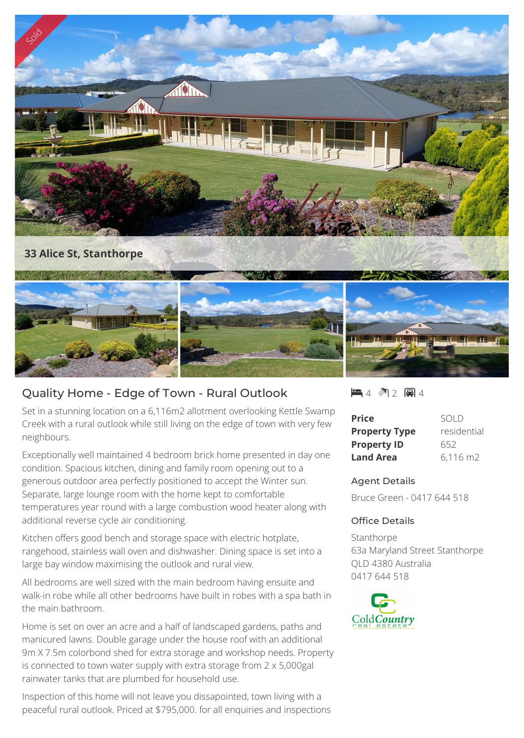Sold

33 Alice St, Stanthorpe

## Quality Home - Edge of Town - Rural Outlook

4 2 4

Set in a stunning location on a 6,116m2 allotment overlooking Kettle Swamp Creek with a rural outlook while still living on the edge of town with very few neighbours.

Exceptionally well maintained 4 bedroom brick home presented in day one condition. Spacious kitchen, dining and family room opening out to a generous outdoor area perfectly positioned to accept the Winter sun. Separate, large lounge room with the home kept to comfortable temperatures year round with a large combustion wood heater along with additional reverse cycle air conditioning.

Kitchen offers good bench and storage space with electric hotplate, rangehood, stainless wall oven and dishwasher. Dining space is set into a large bay window maximising the outlook and rural view.

All bedrooms are well sized with the main bedroom having ensuite and walk-in robe while all other bedrooms have built in robes with a spa bath in the main bathroom.

Home is set on over an acre and a half of landscaped gardens, paths and manicured lawns. Double garage under the house roof with an additional 9m X 7.5m colorbond shed for extra storage and workshop needs. Property is connected to town water supply with extra storage from 2 x 5,000gal rainwater tanks that are plumbed for household use.

Inspection of this home will not leave you dissapointed, town living with a peaceful rural outlook. Priced at $795,000. for all enquiries and inspections

| | |
|---|---|
| **Price** | SOLD |
| **Property Type** | residential |
| **Property ID** | 652 |
| **Land Area** | 6,116 m2 |

### Agent Details

Bruce Green - 0417 644 518

### Office Details

Stanthorpe
63a Maryland Street Stanthorpe
QLD 4380 Australia
0417 644 518

ColdCountry real estate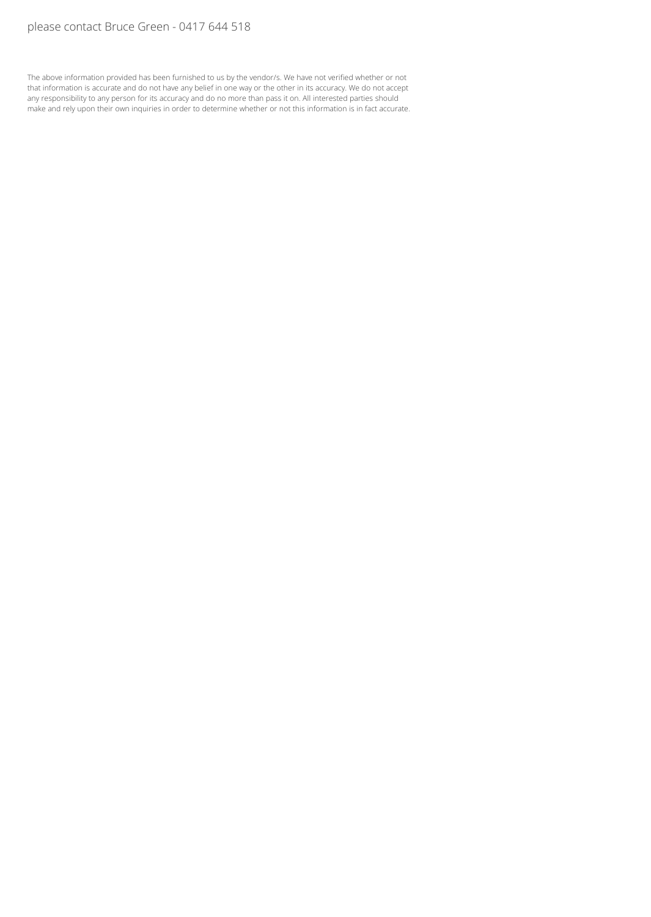please contact Bruce Green - 0417 644 518

The above information provided has been furnished to us by the vendor/s. We have not verified whether or not that information is accurate and do not have any belief in one way or the other in its accuracy. We do not accept any responsibility to any person for its accuracy and do no more than pass it on. All interested parties should make and rely upon their own inquiries in order to determine whether or not this information is in fact accurate.